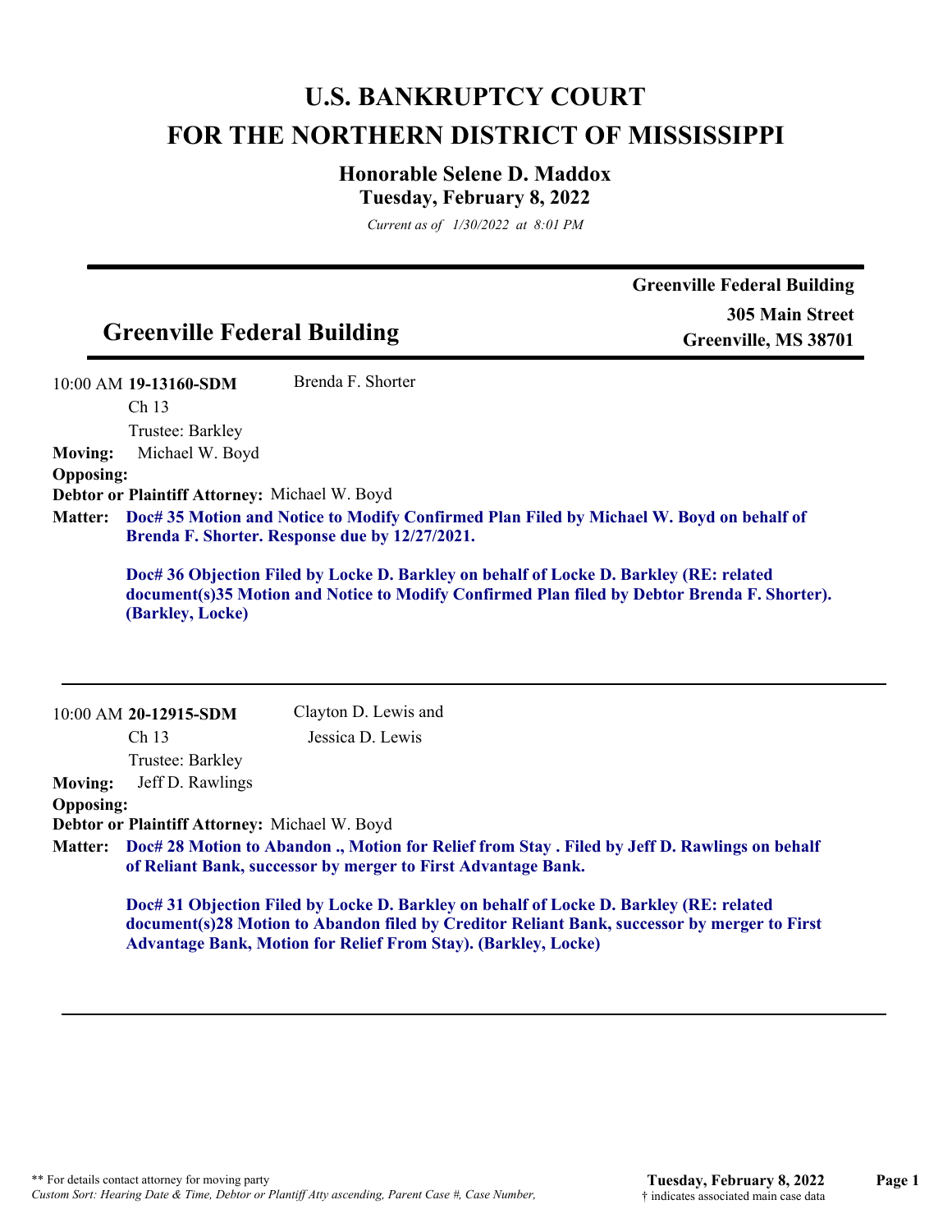# U.S. BANKRUPTCY COURT
# FOR THE NORTHERN DISTRICT OF MISSISSIPPI

## Honorable Selene D. Maddox
### Tuesday, February 8, 2022

*Current as of 1/30/2022 at 8:01 PM*

---

## Greenville Federal Building

**Greenville Federal Building**
**305 Main Street**
**Greenville, MS 38701**

---

10:00 AM **19-13160-SDM** Brenda F. Shorter
Ch 13
Trustee: Barkley

**Moving:** Michael W. Boyd
**Opposing:**
**Debtor or Plaintiff Attorney:** Michael W. Boyd

**Matter:** **Doc# 35 Motion and Notice to Modify Confirmed Plan Filed by Michael W. Boyd on behalf of Brenda F. Shorter. Response due by 12/27/2021.**

**Doc# 36 Objection Filed by Locke D. Barkley on behalf of Locke D. Barkley (RE: related document(s)35 Motion and Notice to Modify Confirmed Plan filed by Debtor Brenda F. Shorter). (Barkley, Locke)**

---

10:00 AM **20-12915-SDM** Clayton D. Lewis and Jessica D. Lewis
Ch 13
Trustee: Barkley

**Moving:** Jeff D. Rawlings
**Opposing:**
**Debtor or Plaintiff Attorney:** Michael W. Boyd

**Matter:** **Doc# 28 Motion to Abandon ., Motion for Relief from Stay . Filed by Jeff D. Rawlings on behalf of Reliant Bank, successor by merger to First Advantage Bank.**

**Doc# 31 Objection Filed by Locke D. Barkley on behalf of Locke D. Barkley (RE: related document(s)28 Motion to Abandon filed by Creditor Reliant Bank, successor by merger to First Advantage Bank, Motion for Relief From Stay). (Barkley, Locke)**

---

** For details contact attorney for moving party
*Custom Sort: Hearing Date & Time, Debtor or Plantiff Atty ascending, Parent Case #, Case Number,*

† indicates associated main case data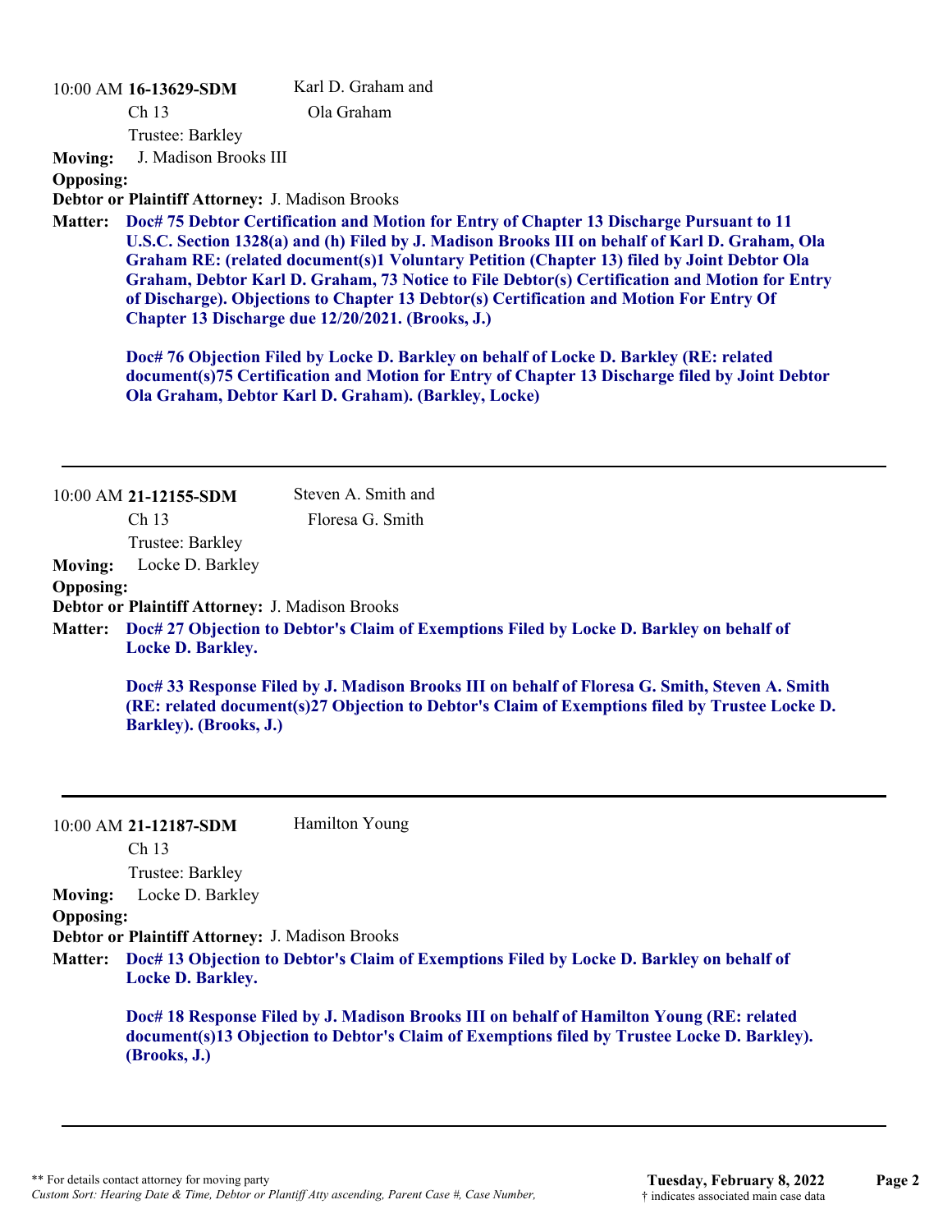10:00 AM **16-13629-SDM** Karl D. Graham and Ola Graham

Ch 13

Trustee: Barkley

**Moving:** J. Madison Brooks III

**Opposing:**

**Debtor or Plaintiff Attorney:** J. Madison Brooks

**Matter:** **Doc# 75 Debtor Certification and Motion for Entry of Chapter 13 Discharge Pursuant to 11 U.S.C. Section 1328(a) and (h) Filed by J. Madison Brooks III on behalf of Karl D. Graham, Ola Graham RE: (related document(s)1 Voluntary Petition (Chapter 13) filed by Joint Debtor Ola Graham, Debtor Karl D. Graham, 73 Notice to File Debtor(s) Certification and Motion for Entry of Discharge). Objections to Chapter 13 Debtor(s) Certification and Motion For Entry Of Chapter 13 Discharge due 12/20/2021. (Brooks, J.)**

**Doc# 76 Objection Filed by Locke D. Barkley on behalf of Locke D. Barkley (RE: related document(s)75 Certification and Motion for Entry of Chapter 13 Discharge filed by Joint Debtor Ola Graham, Debtor Karl D. Graham). (Barkley, Locke)**

---

10:00 AM **21-12155-SDM** Steven A. Smith and Floresa G. Smith

Ch 13

Trustee: Barkley

**Moving:** Locke D. Barkley

**Opposing:**

**Debtor or Plaintiff Attorney:** J. Madison Brooks

**Matter:** **Doc# 27 Objection to Debtor's Claim of Exemptions Filed by Locke D. Barkley on behalf of Locke D. Barkley.**

**Doc# 33 Response Filed by J. Madison Brooks III on behalf of Floresa G. Smith, Steven A. Smith (RE: related document(s)27 Objection to Debtor's Claim of Exemptions filed by Trustee Locke D. Barkley). (Brooks, J.)**

---

10:00 AM **21-12187-SDM** Hamilton Young

Ch 13

Trustee: Barkley

**Moving:** Locke D. Barkley

**Opposing:**

**Debtor or Plaintiff Attorney:** J. Madison Brooks

**Matter:** **Doc# 13 Objection to Debtor's Claim of Exemptions Filed by Locke D. Barkley on behalf of Locke D. Barkley.**

**Doc# 18 Response Filed by J. Madison Brooks III on behalf of Hamilton Young (RE: related document(s)13 Objection to Debtor's Claim of Exemptions filed by Trustee Locke D. Barkley). (Brooks, J.)**

---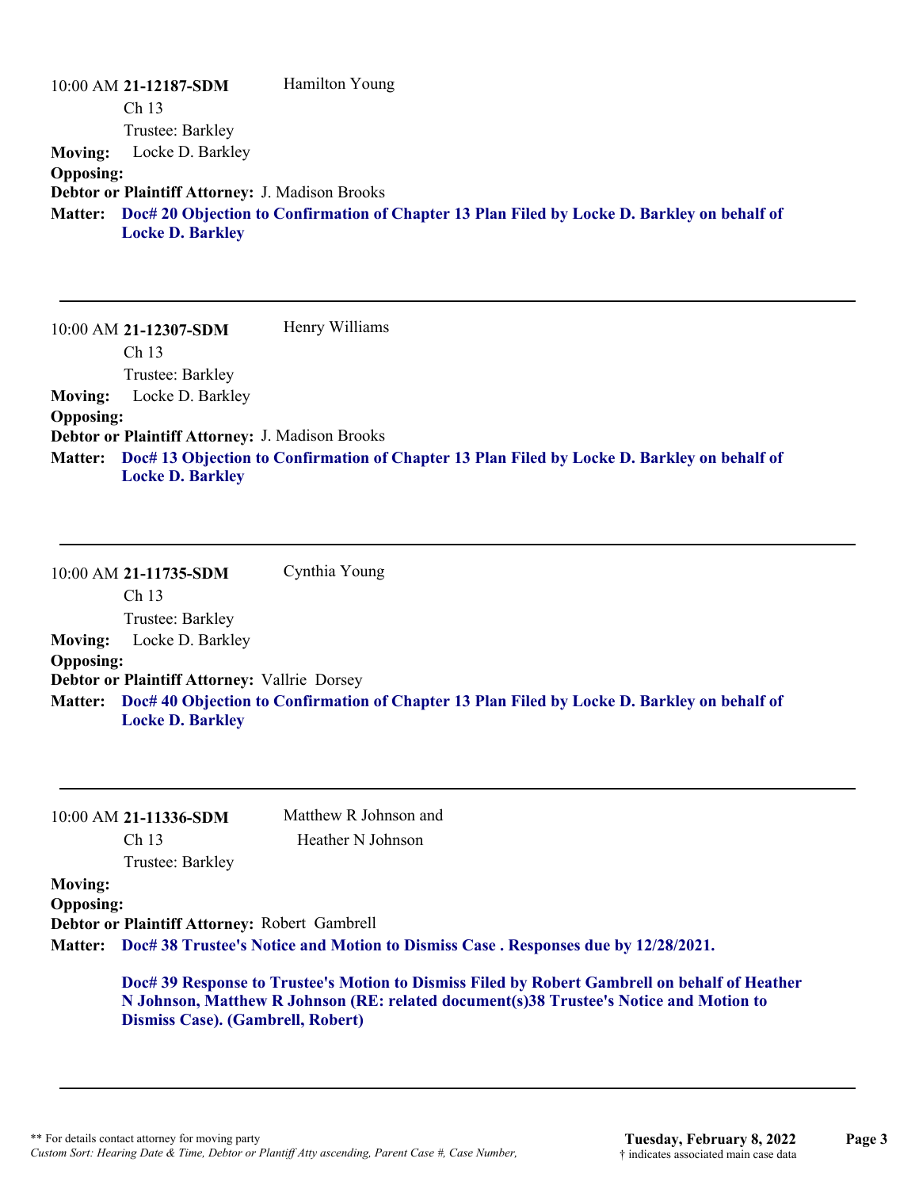10:00 AM **21-12187-SDM** Hamilton Young
Ch 13
Trustee: Barkley

**Moving:** Locke D. Barkley
**Opposing:**
**Debtor or Plaintiff Attorney:** J. Madison Brooks
**Matter:** **Doc# 20 Objection to Confirmation of Chapter 13 Plan Filed by Locke D. Barkley on behalf of Locke D. Barkley**

---

10:00 AM **21-12307-SDM** Henry Williams
Ch 13
Trustee: Barkley

**Moving:** Locke D. Barkley
**Opposing:**
**Debtor or Plaintiff Attorney:** J. Madison Brooks
**Matter:** **Doc# 13 Objection to Confirmation of Chapter 13 Plan Filed by Locke D. Barkley on behalf of Locke D. Barkley**

---

10:00 AM **21-11735-SDM** Cynthia Young
Ch 13
Trustee: Barkley

**Moving:** Locke D. Barkley
**Opposing:**
**Debtor or Plaintiff Attorney:** Vallrie Dorsey
**Matter:** **Doc# 40 Objection to Confirmation of Chapter 13 Plan Filed by Locke D. Barkley on behalf of Locke D. Barkley**

---

10:00 AM **21-11336-SDM** Matthew R Johnson and Heather N Johnson
Ch 13
Trustee: Barkley

**Moving:**
**Opposing:**
**Debtor or Plaintiff Attorney:** Robert Gambrell
**Matter:** **Doc# 38 Trustee's Notice and Motion to Dismiss Case . Responses due by 12/28/2021.**

**Doc# 39 Response to Trustee's Motion to Dismiss Filed by Robert Gambrell on behalf of Heather N Johnson, Matthew R Johnson (RE: related document(s)38 Trustee's Notice and Motion to Dismiss Case). (Gambrell, Robert)**

---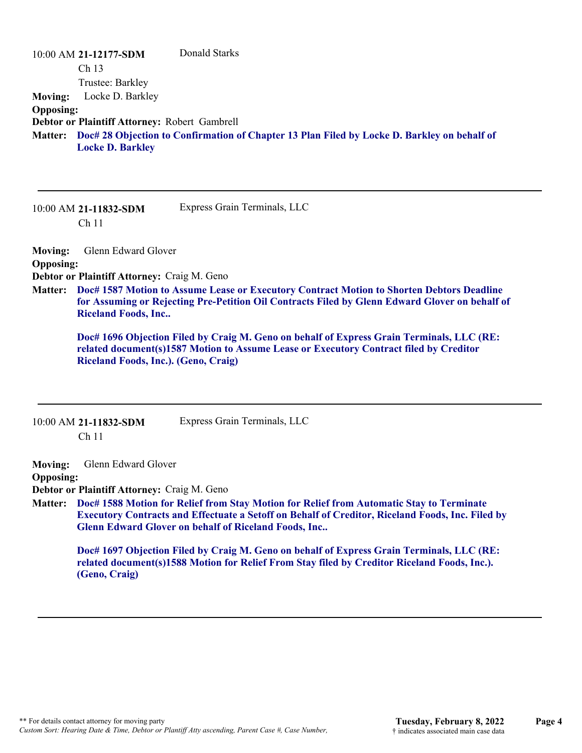10:00 AM **21-12177-SDM** Donald Starks
Ch 13
Trustee: Barkley

**Moving:** Locke D. Barkley
**Opposing:**
**Debtor or Plaintiff Attorney:** Robert Gambrell
**Matter:** **Doc# 28 Objection to Confirmation of Chapter 13 Plan Filed by Locke D. Barkley on behalf of Locke D. Barkley**

---

10:00 AM **21-11832-SDM** Express Grain Terminals, LLC
Ch 11

**Moving:** Glenn Edward Glover
**Opposing:**
**Debtor or Plaintiff Attorney:** Craig M. Geno
**Matter:** **Doc# 1587 Motion to Assume Lease or Executory Contract Motion to Shorten Debtors Deadline for Assuming or Rejecting Pre-Petition Oil Contracts Filed by Glenn Edward Glover on behalf of Riceland Foods, Inc..**

**Doc# 1696 Objection Filed by Craig M. Geno on behalf of Express Grain Terminals, LLC (RE: related document(s)1587 Motion to Assume Lease or Executory Contract filed by Creditor Riceland Foods, Inc.). (Geno, Craig)**

---

10:00 AM **21-11832-SDM** Express Grain Terminals, LLC
Ch 11

**Moving:** Glenn Edward Glover
**Opposing:**
**Debtor or Plaintiff Attorney:** Craig M. Geno
**Matter:** **Doc# 1588 Motion for Relief from Stay Motion for Relief from Automatic Stay to Terminate Executory Contracts and Effectuate a Setoff on Behalf of Creditor, Riceland Foods, Inc. Filed by Glenn Edward Glover on behalf of Riceland Foods, Inc..**

**Doc# 1697 Objection Filed by Craig M. Geno on behalf of Express Grain Terminals, LLC (RE: related document(s)1588 Motion for Relief From Stay filed by Creditor Riceland Foods, Inc.). (Geno, Craig)**

---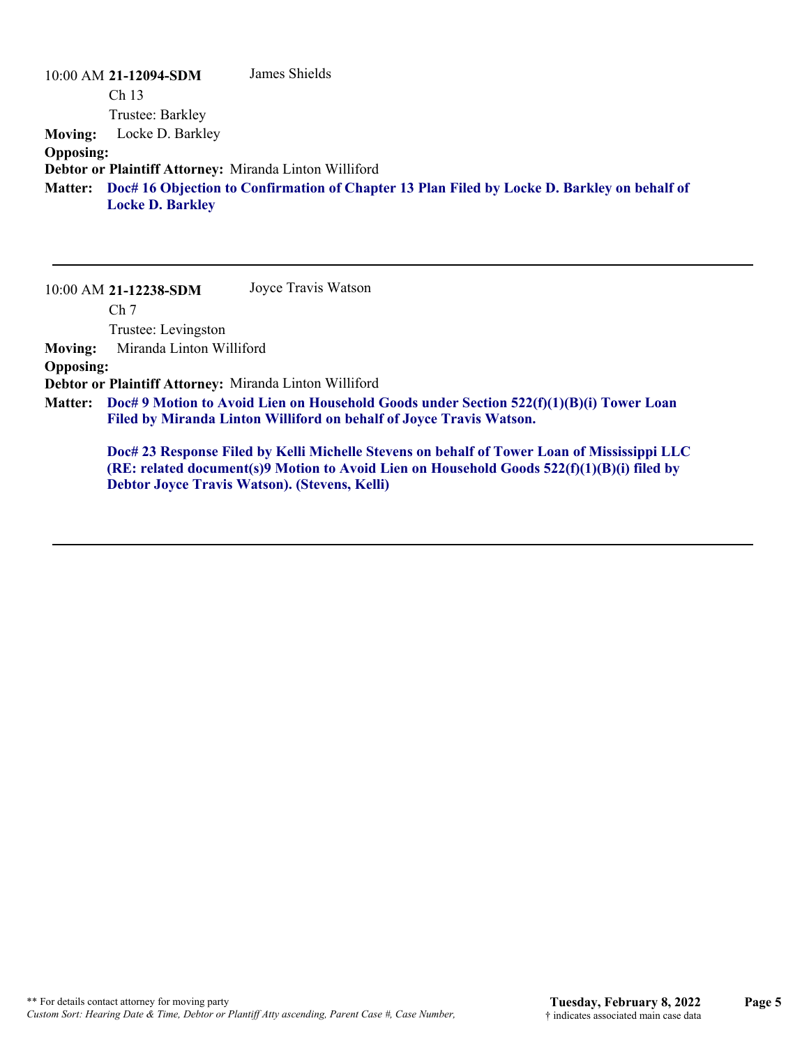10:00 AM **21-12094-SDM** James Shields

Ch 13

Trustee: Barkley

**Moving:** Locke D. Barkley

**Opposing:**

**Debtor or Plaintiff Attorney:** Miranda Linton Williford

**Matter:** **Doc# 16 Objection to Confirmation of Chapter 13 Plan Filed by Locke D. Barkley on behalf of Locke D. Barkley**

---

10:00 AM **21-12238-SDM** Joyce Travis Watson

Ch 7

Trustee: Levingston

**Moving:** Miranda Linton Williford

**Opposing:**

**Debtor or Plaintiff Attorney:** Miranda Linton Williford

**Matter:** **Doc# 9 Motion to Avoid Lien on Household Goods under Section 522(f)(1)(B)(i) Tower Loan Filed by Miranda Linton Williford on behalf of Joyce Travis Watson.**

**Doc# 23 Response Filed by Kelli Michelle Stevens on behalf of Tower Loan of Mississippi LLC (RE: related document(s)9 Motion to Avoid Lien on Household Goods 522(f)(1)(B)(i) filed by Debtor Joyce Travis Watson). (Stevens, Kelli)**

---